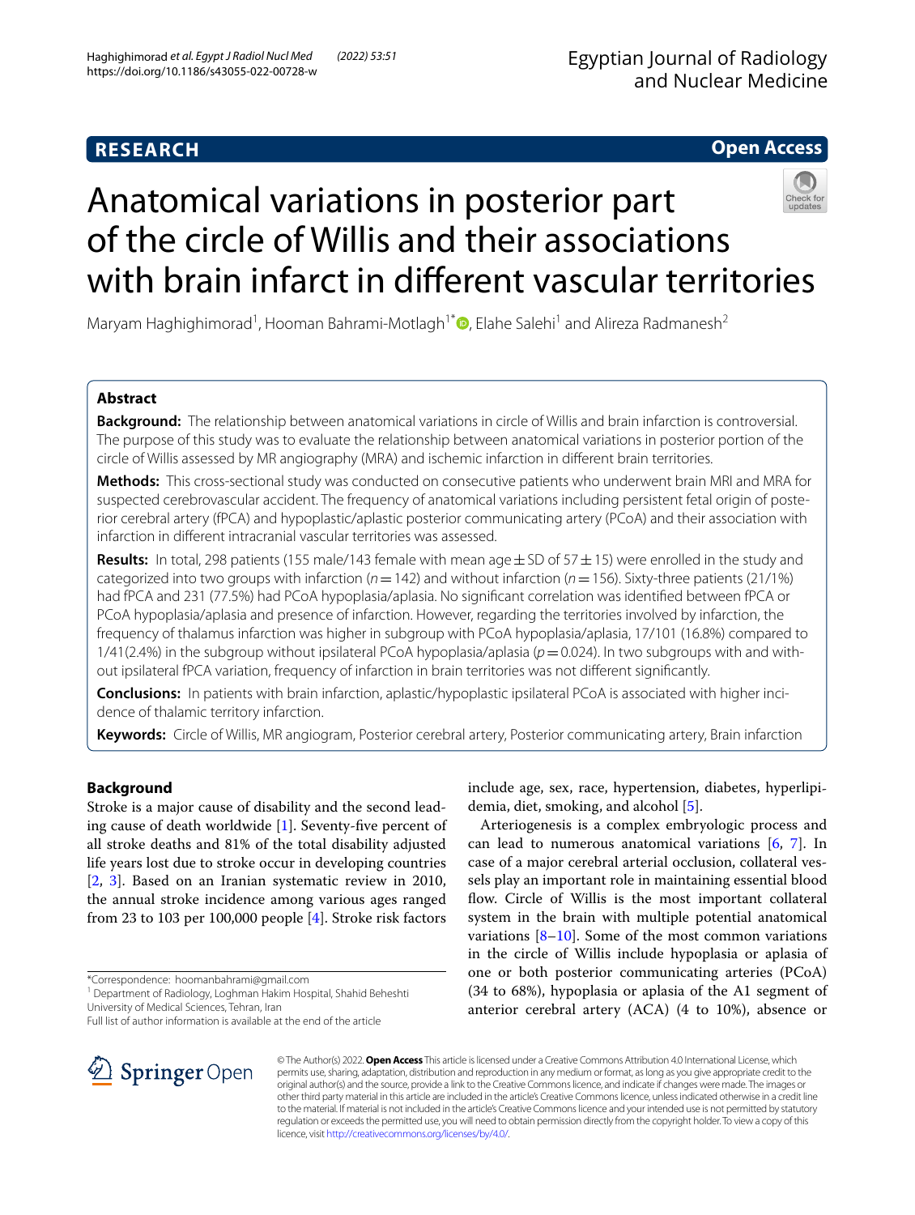RESEARCH

Open Access

# Anatomical variations in posterior part of the circle of Willis and their associations with brain infarct in different vascular territories

Maryam Haghighimorad[1], Hooman Bahrami-Motlagh[1*], Elahe Salehi[1] and Alireza Radmanesh[2]

## Abstract

**Background:** The relationship between anatomical variations in circle of Willis and brain infarction is controversial. The purpose of this study was to evaluate the relationship between anatomical variations in posterior portion of the circle of Willis assessed by MR angiography (MRA) and ischemic infarction in different brain territories.

**Methods:** This cross-sectional study was conducted on consecutive patients who underwent brain MRI and MRA for suspected cerebrovascular accident. The frequency of anatomical variations including persistent fetal origin of posterior cerebral artery (fPCA) and hypoplastic/aplastic posterior communicating artery (PCoA) and their association with infarction in different intracranial vascular territories was assessed.

**Results:** In total, 298 patients (155 male/143 female with mean age ± SD of 57 ± 15) were enrolled in the study and categorized into two groups with infarction ($n$ = 142) and without infarction ($n$ = 156). Sixty-three patients (21/1%) had fPCA and 231 (77.5%) had PCoA hypoplasia/aplasia. No significant correlation was identified between fPCA or PCoA hypoplasia/aplasia and presence of infarction. However, regarding the territories involved by infarction, the frequency of thalamus infarction was higher in subgroup with PCoA hypoplasia/aplasia, 17/101 (16.8%) compared to 1/41(2.4%) in the subgroup without ipsilateral PCoA hypoplasia/aplasia ($p$ = 0.024). In two subgroups with and without ipsilateral fPCA variation, frequency of infarction in brain territories was not different significantly.

**Conclusions:** In patients with brain infarction, aplastic/hypoplastic ipsilateral PCoA is associated with higher incidence of thalamic territory infarction.

**Keywords:** Circle of Willis, MR angiogram, Posterior cerebral artery, Posterior communicating artery, Brain infarction

## Background

Stroke is a major cause of disability and the second leading cause of death worldwide [1]. Seventy-five percent of all stroke deaths and 81% of the total disability adjusted life years lost due to stroke occur in developing countries [2, 3]. Based on an Iranian systematic review in 2010, the annual stroke incidence among various ages ranged from 23 to 103 per 100,000 people [4]. Stroke risk factors include age, sex, race, hypertension, diabetes, hyperlipidemia, diet, smoking, and alcohol [5].

Arteriogenesis is a complex embryologic process and can lead to numerous anatomical variations [6, 7]. In case of a major cerebral arterial occlusion, collateral vessels play an important role in maintaining essential blood flow. Circle of Willis is the most important collateral system in the brain with multiple potential anatomical variations [8–10]. Some of the most common variations in the circle of Willis include hypoplasia or aplasia of one or both posterior communicating arteries (PCoA) (34 to 68%), hypoplasia or aplasia of the A1 segment of anterior cerebral artery (ACA) (4 to 10%), absence or

*Correspondence: hoomanbahrami@gmail.com
[1] Department of Radiology, Loghman Hakim Hospital, Shahid Beheshti University of Medical Sciences, Tehran, Iran
Full list of author information is available at the end of the article

© The Author(s) 2022. **Open Access** This article is licensed under a Creative Commons Attribution 4.0 International License, which permits use, sharing, adaptation, distribution and reproduction in any medium or format, as long as you give appropriate credit to the original author(s) and the source, provide a link to the Creative Commons licence, and indicate if changes were made. The images or other third party material in this article are included in the article's Creative Commons licence, unless indicated otherwise in a credit line to the material. If material is not included in the article's Creative Commons licence and your intended use is not permitted by statutory regulation or exceeds the permitted use, you will need to obtain permission directly from the copyright holder. To view a copy of this licence, visit http://creativecommons.org/licenses/by/4.0/.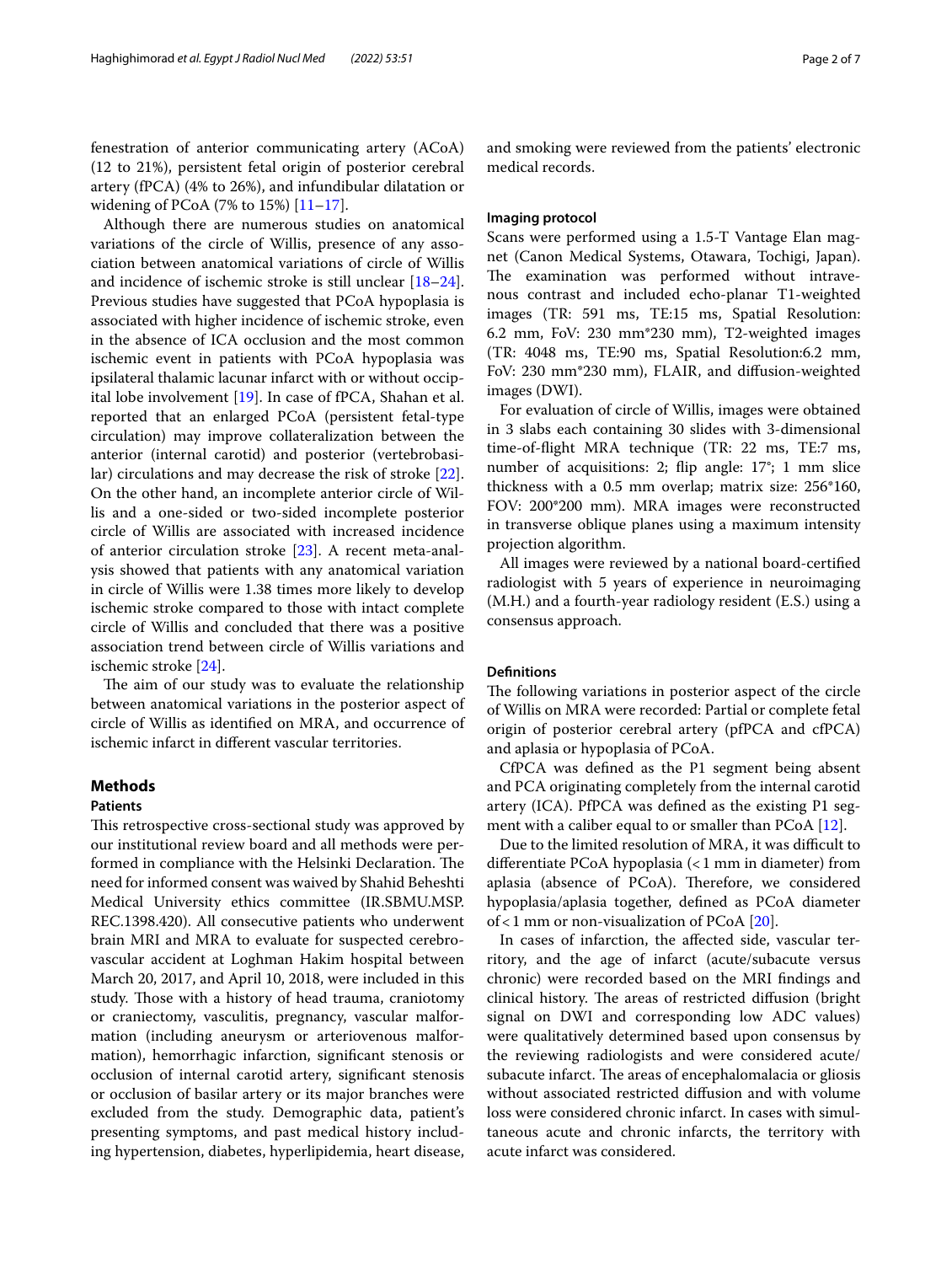fenestration of anterior communicating artery (ACoA) (12 to 21%), persistent fetal origin of posterior cerebral artery (fPCA) (4% to 26%), and infundibular dilatation or widening of PCoA (7% to 15%) [11–17].

Although there are numerous studies on anatomical variations of the circle of Willis, presence of any association between anatomical variations of circle of Willis and incidence of ischemic stroke is still unclear [18–24]. Previous studies have suggested that PCoA hypoplasia is associated with higher incidence of ischemic stroke, even in the absence of ICA occlusion and the most common ischemic event in patients with PCoA hypoplasia was ipsilateral thalamic lacunar infarct with or without occipital lobe involvement [19]. In case of fPCA, Shahan et al. reported that an enlarged PCoA (persistent fetal-type circulation) may improve collateralization between the anterior (internal carotid) and posterior (vertebrobasilar) circulations and may decrease the risk of stroke [22]. On the other hand, an incomplete anterior circle of Willis and a one-sided or two-sided incomplete posterior circle of Willis are associated with increased incidence of anterior circulation stroke [23]. A recent meta-analysis showed that patients with any anatomical variation in circle of Willis were 1.38 times more likely to develop ischemic stroke compared to those with intact complete circle of Willis and concluded that there was a positive association trend between circle of Willis variations and ischemic stroke [24].

The aim of our study was to evaluate the relationship between anatomical variations in the posterior aspect of circle of Willis as identified on MRA, and occurrence of ischemic infarct in different vascular territories.

## Methods

### Patients

This retrospective cross-sectional study was approved by our institutional review board and all methods were performed in compliance with the Helsinki Declaration. The need for informed consent was waived by Shahid Beheshti Medical University ethics committee (IR.SBMU.MSP.REC.1398.420). All consecutive patients who underwent brain MRI and MRA to evaluate for suspected cerebrovascular accident at Loghman Hakim hospital between March 20, 2017, and April 10, 2018, were included in this study. Those with a history of head trauma, craniotomy or craniectomy, vasculitis, pregnancy, vascular malformation (including aneurysm or arteriovenous malformation), hemorrhagic infarction, significant stenosis or occlusion of internal carotid artery, significant stenosis or occlusion of basilar artery or its major branches were excluded from the study. Demographic data, patient's presenting symptoms, and past medical history including hypertension, diabetes, hyperlipidemia, heart disease, and smoking were reviewed from the patients' electronic medical records.

### Imaging protocol

Scans were performed using a 1.5-T Vantage Elan magnet (Canon Medical Systems, Otawara, Tochigi, Japan). The examination was performed without intravenous contrast and included echo-planar T1-weighted images (TR: 591 ms, TE:15 ms, Spatial Resolution: 6.2 mm, FoV: 230 mm*230 mm), T2-weighted images (TR: 4048 ms, TE:90 ms, Spatial Resolution:6.2 mm, FoV: 230 mm*230 mm), FLAIR, and diffusion-weighted images (DWI).

For evaluation of circle of Willis, images were obtained in 3 slabs each containing 30 slides with 3-dimensional time-of-flight MRA technique (TR: 22 ms, TE:7 ms, number of acquisitions: 2; flip angle: 17°; 1 mm slice thickness with a 0.5 mm overlap; matrix size: 256*160, FOV: 200*200 mm). MRA images were reconstructed in transverse oblique planes using a maximum intensity projection algorithm.

All images were reviewed by a national board-certified radiologist with 5 years of experience in neuroimaging (M.H.) and a fourth-year radiology resident (E.S.) using a consensus approach.

### Definitions

The following variations in posterior aspect of the circle of Willis on MRA were recorded: Partial or complete fetal origin of posterior cerebral artery (pfPCA and cfPCA) and aplasia or hypoplasia of PCoA.

CfPCA was defined as the P1 segment being absent and PCA originating completely from the internal carotid artery (ICA). PfPCA was defined as the existing P1 segment with a caliber equal to or smaller than PCoA [12].

Due to the limited resolution of MRA, it was difficult to differentiate PCoA hypoplasia (< 1 mm in diameter) from aplasia (absence of PCoA). Therefore, we considered hypoplasia/aplasia together, defined as PCoA diameter of < 1 mm or non-visualization of PCoA [20].

In cases of infarction, the affected side, vascular territory, and the age of infarct (acute/subacute versus chronic) were recorded based on the MRI findings and clinical history. The areas of restricted diffusion (bright signal on DWI and corresponding low ADC values) were qualitatively determined based upon consensus by the reviewing radiologists and were considered acute/subacute infarct. The areas of encephalomalacia or gliosis without associated restricted diffusion and with volume loss were considered chronic infarct. In cases with simultaneous acute and chronic infarcts, the territory with acute infarct was considered.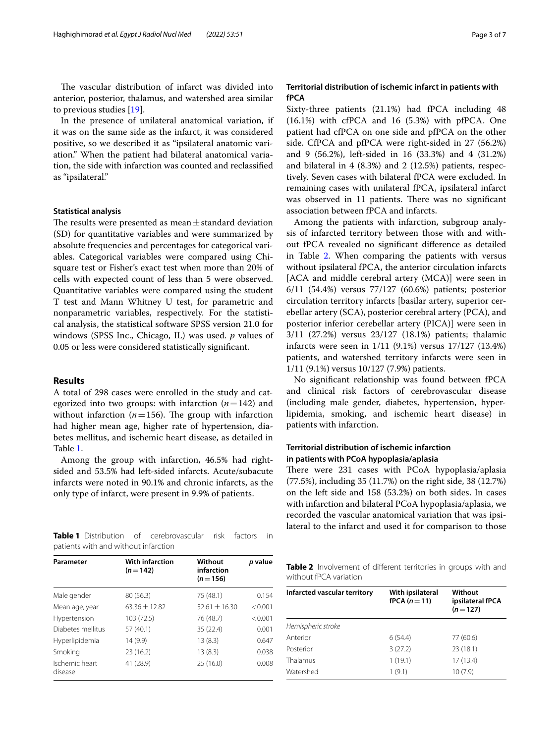The vascular distribution of infarct was divided into anterior, posterior, thalamus, and watershed area similar to previous studies [19].

In the presence of unilateral anatomical variation, if it was on the same side as the infarct, it was considered positive, so we described it as "ipsilateral anatomic variation." When the patient had bilateral anatomical variation, the side with infarction was counted and reclassified as "ipsilateral."

### Statistical analysis

The results were presented as mean ± standard deviation (SD) for quantitative variables and were summarized by absolute frequencies and percentages for categorical variables. Categorical variables were compared using Chi-square test or Fisher's exact test when more than 20% of cells with expected count of less than 5 were observed. Quantitative variables were compared using the student T test and Mann Whitney U test, for parametric and nonparametric variables, respectively. For the statistical analysis, the statistical software SPSS version 21.0 for windows (SPSS Inc., Chicago, IL) was used. *p* values of 0.05 or less were considered statistically significant.

## Results

A total of 298 cases were enrolled in the study and categorized into two groups: with infarction ($n=142$) and without infarction ($n=156$). The group with infarction had higher mean age, higher rate of hypertension, diabetes mellitus, and ischemic heart disease, as detailed in Table 1.

Among the group with infarction, 46.5% had right-sided and 53.5% had left-sided infarcts. Acute/subacute infarcts were noted in 90.1% and chronic infarcts, as the only type of infarct, were present in 9.9% of patients.

**Table 1** Distribution of cerebrovascular risk factors in patients with and without infarction

| Parameter | With infarction ($n=142$) | Without infarction ($n=156$) | *p* value |
|---|---|---|---|
| Male gender | 80 (56.3) | 75 (48.1) | 0.154 |
| Mean age, year | 63.36 ± 12.82 | 52.61 ± 16.30 | < 0.001 |
| Hypertension | 103 (72.5) | 76 (48.7) | < 0.001 |
| Diabetes mellitus | 57 (40.1) | 35 (22.4) | 0.001 |
| Hyperlipidemia | 14 (9.9) | 13 (8.3) | 0.647 |
| Smoking | 23 (16.2) | 13 (8.3) | 0.038 |
| Ischemic heart disease | 41 (28.9) | 25 (16.0) | 0.008 |

### Territorial distribution of ischemic infarct in patients with fPCA

Sixty-three patients (21.1%) had fPCA including 48 (16.1%) with cfPCA and 16 (5.3%) with pfPCA. One patient had cfPCA on one side and pfPCA on the other side. CfPCA and pfPCA were right-sided in 27 (56.2%) and 9 (56.2%), left-sided in 16 (33.3%) and 4 (31.2%) and bilateral in 4 (8.3%) and 2 (12.5%) patients, respectively. Seven cases with bilateral fPCA were excluded. In remaining cases with unilateral fPCA, ipsilateral infarct was observed in 11 patients. There was no significant association between fPCA and infarcts.

Among the patients with infarction, subgroup analysis of infarcted territory between those with and without fPCA revealed no significant difference as detailed in Table 2. When comparing the patients with versus without ipsilateral fPCA, the anterior circulation infarcts [ACA and middle cerebral artery (MCA)] were seen in 6/11 (54.4%) versus 77/127 (60.6%) patients; posterior circulation territory infarcts [basilar artery, superior cerebellar artery (SCA), posterior cerebral artery (PCA), and posterior inferior cerebellar artery (PICA)] were seen in 3/11 (27.2%) versus 23/127 (18.1%) patients; thalamic infarcts were seen in 1/11 (9.1%) versus 17/127 (13.4%) patients, and watershed territory infarcts were seen in 1/11 (9.1%) versus 10/127 (7.9%) patients.

No significant relationship was found between fPCA and clinical risk factors of cerebrovascular disease (including male gender, diabetes, hypertension, hyperlipidemia, smoking, and ischemic heart disease) in patients with infarction.

**Table 2** Involvement of different territories in groups with and without fPCA variation

| Infarcted vascular territory | With ipsilateral fPCA ($n=11$) | Without ipsilateral fPCA ($n=127$) |
|---|---|---|
| *Hemispheric stroke* | | |
| Anterior | 6 (54.4) | 77 (60.6) |
| Posterior | 3 (27.2) | 23 (18.1) |
| Thalamus | 1 (19.1) | 17 (13.4) |
| Watershed | 1 (9.1) | 10 (7.9) |

### Territorial distribution of ischemic infarction in patients with PCoA hypoplasia/aplasia

There were 231 cases with PCoA hypoplasia/aplasia (77.5%), including 35 (11.7%) on the right side, 38 (12.7%) on the left side and 158 (53.2%) on both sides. In cases with infarction and bilateral PCoA hypoplasia/aplasia, we recorded the vascular anatomical variation that was ipsilateral to the infarct and used it for comparison to those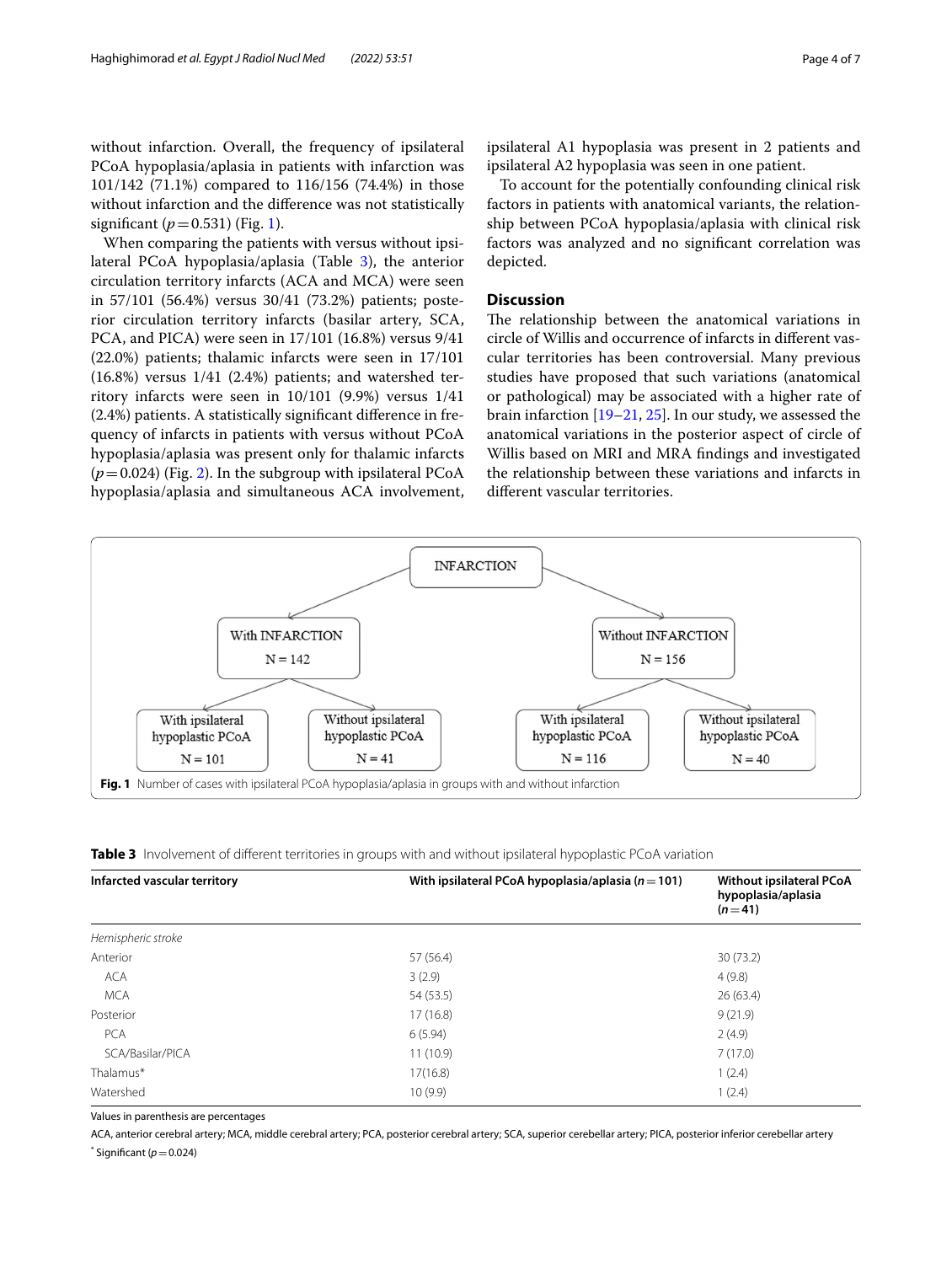without infarction. Overall, the frequency of ipsilateral PCoA hypoplasia/aplasia in patients with infarction was 101/142 (71.1%) compared to 116/156 (74.4%) in those without infarction and the difference was not statistically significant ($p = 0.531$) (Fig. 1).

When comparing the patients with versus without ipsilateral PCoA hypoplasia/aplasia (Table 3), the anterior circulation territory infarcts (ACA and MCA) were seen in 57/101 (56.4%) versus 30/41 (73.2%) patients; posterior circulation territory infarcts (basilar artery, SCA, PCA, and PICA) were seen in 17/101 (16.8%) versus 9/41 (22.0%) patients; thalamic infarcts were seen in 17/101 (16.8%) versus 1/41 (2.4%) patients; and watershed territory infarcts were seen in 10/101 (9.9%) versus 1/41 (2.4%) patients. A statistically significant difference in frequency of infarcts in patients with versus without PCoA hypoplasia/aplasia was present only for thalamic infarcts ($p = 0.024$) (Fig. 2). In the subgroup with ipsilateral PCoA hypoplasia/aplasia and simultaneous ACA involvement, ipsilateral A1 hypoplasia was present in 2 patients and ipsilateral A2 hypoplasia was seen in one patient.

To account for the potentially confounding clinical risk factors in patients with anatomical variants, the relationship between PCoA hypoplasia/aplasia with clinical risk factors was analyzed and no significant correlation was depicted.

## Discussion

The relationship between the anatomical variations in circle of Willis and occurrence of infarcts in different vascular territories has been controversial. Many previous studies have proposed that such variations (anatomical or pathological) may be associated with a higher rate of brain infarction [19–21, 25]. In our study, we assessed the anatomical variations in the posterior aspect of circle of Willis based on MRI and MRA findings and investigated the relationship between these variations and infarcts in different vascular territories.

- INFARCTION
  - With INFARCTION, N = 142
    - With ipsilateral hypoplastic PCoA, N = 101
    - Without ipsilateral hypoplastic PCoA, N = 41
  - Without INFARCTION, N = 156
    - With ipsilateral hypoplastic PCoA, N = 116
    - Without ipsilateral hypoplastic PCoA, N = 40

**Fig. 1** Number of cases with ipsilateral PCoA hypoplasia/aplasia in groups with and without infarction

**Table 3** Involvement of different territories in groups with and without ipsilateral hypoplastic PCoA variation

| Infarcted vascular territory | With ipsilateral PCoA hypoplasia/aplasia ($n = 101$) | Without ipsilateral PCoA hypoplasia/aplasia ($n = 41$) |
|---|---|---|
| *Hemispheric stroke* | | |
| Anterior | 57 (56.4) | 30 (73.2) |
| ACA | 3 (2.9) | 4 (9.8) |
| MCA | 54 (53.5) | 26 (63.4) |
| Posterior | 17 (16.8) | 9 (21.9) |
| PCA | 6 (5.94) | 2 (4.9) |
| SCA/Basilar/PICA | 11 (10.9) | 7 (17.0) |
| Thalamus* | 17(16.8) | 1 (2.4) |
| Watershed | 10 (9.9) | 1 (2.4) |

Values in parenthesis are percentages

ACA, anterior cerebral artery; MCA, middle cerebral artery; PCA, posterior cerebral artery; SCA, superior cerebellar artery; PICA, posterior inferior cerebellar artery

\* Significant ($p = 0.024$)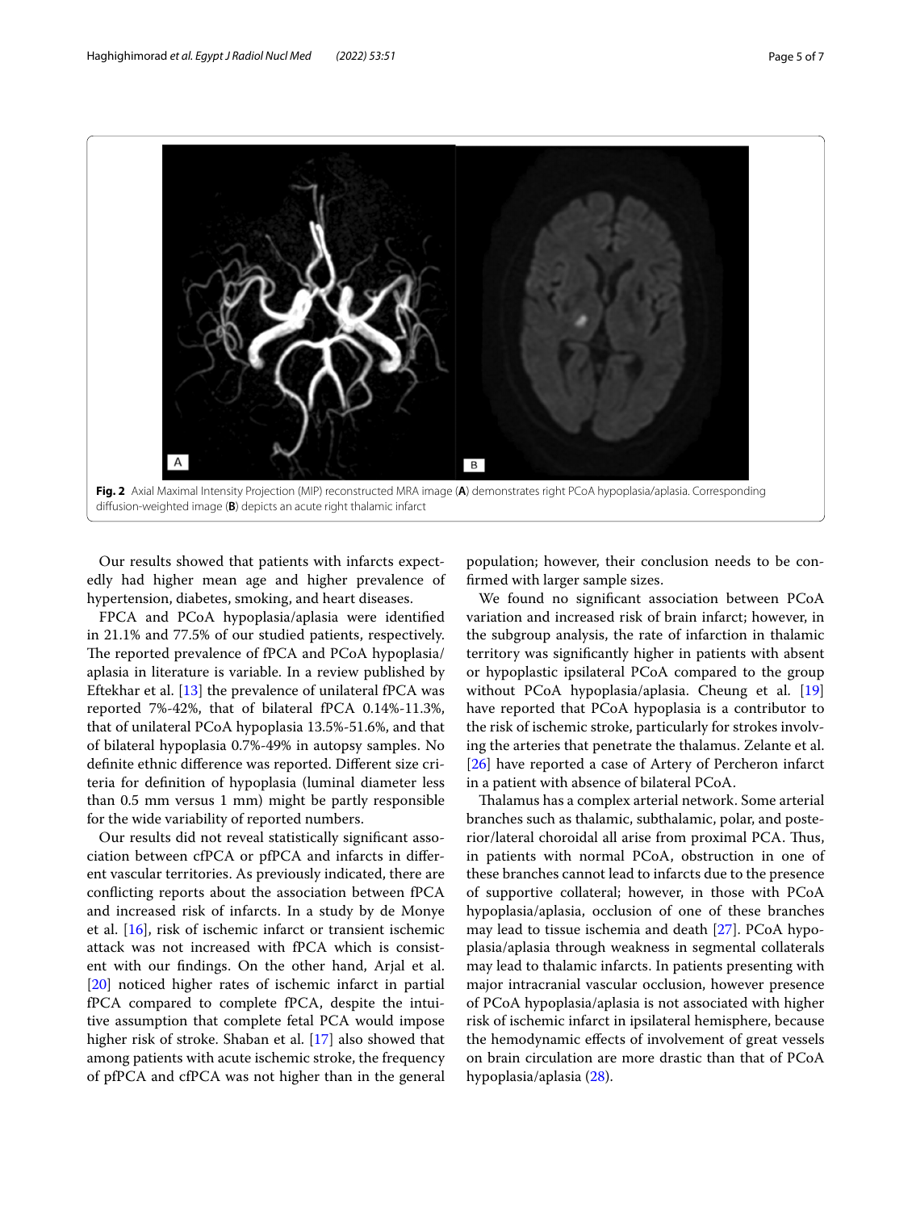**Fig. 2** Axial Maximal Intensity Projection (MIP) reconstructed MRA image (**A**) demonstrates right PCoA hypoplasia/aplasia. Corresponding diffusion-weighted image (**B**) depicts an acute right thalamic infarct

Our results showed that patients with infarcts expectedly had higher mean age and higher prevalence of hypertension, diabetes, smoking, and heart diseases.

FPCA and PCoA hypoplasia/aplasia were identified in 21.1% and 77.5% of our studied patients, respectively. The reported prevalence of fPCA and PCoA hypoplasia/aplasia in literature is variable. In a review published by Eftekhar et al. [13] the prevalence of unilateral fPCA was reported 7%-42%, that of bilateral fPCA 0.14%-11.3%, that of unilateral PCoA hypoplasia 13.5%-51.6%, and that of bilateral hypoplasia 0.7%-49% in autopsy samples. No definite ethnic difference was reported. Different size criteria for definition of hypoplasia (luminal diameter less than 0.5 mm versus 1 mm) might be partly responsible for the wide variability of reported numbers.

Our results did not reveal statistically significant association between cfPCA or pfPCA and infarcts in different vascular territories. As previously indicated, there are conflicting reports about the association between fPCA and increased risk of infarcts. In a study by de Monye et al. [16], risk of ischemic infarct or transient ischemic attack was not increased with fPCA which is consistent with our findings. On the other hand, Arjal et al. [20] noticed higher rates of ischemic infarct in partial fPCA compared to complete fPCA, despite the intuitive assumption that complete fetal PCA would impose higher risk of stroke. Shaban et al. [17] also showed that among patients with acute ischemic stroke, the frequency of pfPCA and cfPCA was not higher than in the general population; however, their conclusion needs to be confirmed with larger sample sizes.

We found no significant association between PCoA variation and increased risk of brain infarct; however, in the subgroup analysis, the rate of infarction in thalamic territory was significantly higher in patients with absent or hypoplastic ipsilateral PCoA compared to the group without PCoA hypoplasia/aplasia. Cheung et al. [19] have reported that PCoA hypoplasia is a contributor to the risk of ischemic stroke, particularly for strokes involving the arteries that penetrate the thalamus. Zelante et al. [26] have reported a case of Artery of Percheron infarct in a patient with absence of bilateral PCoA.

Thalamus has a complex arterial network. Some arterial branches such as thalamic, subthalamic, polar, and posterior/lateral choroidal all arise from proximal PCA. Thus, in patients with normal PCoA, obstruction in one of these branches cannot lead to infarcts due to the presence of supportive collateral; however, in those with PCoA hypoplasia/aplasia, occlusion of one of these branches may lead to tissue ischemia and death [27]. PCoA hypoplasia/aplasia through weakness in segmental collaterals may lead to thalamic infarcts. In patients presenting with major intracranial vascular occlusion, however presence of PCoA hypoplasia/aplasia is not associated with higher risk of ischemic infarct in ipsilateral hemisphere, because the hemodynamic effects of involvement of great vessels on brain circulation are more drastic than that of PCoA hypoplasia/aplasia (28).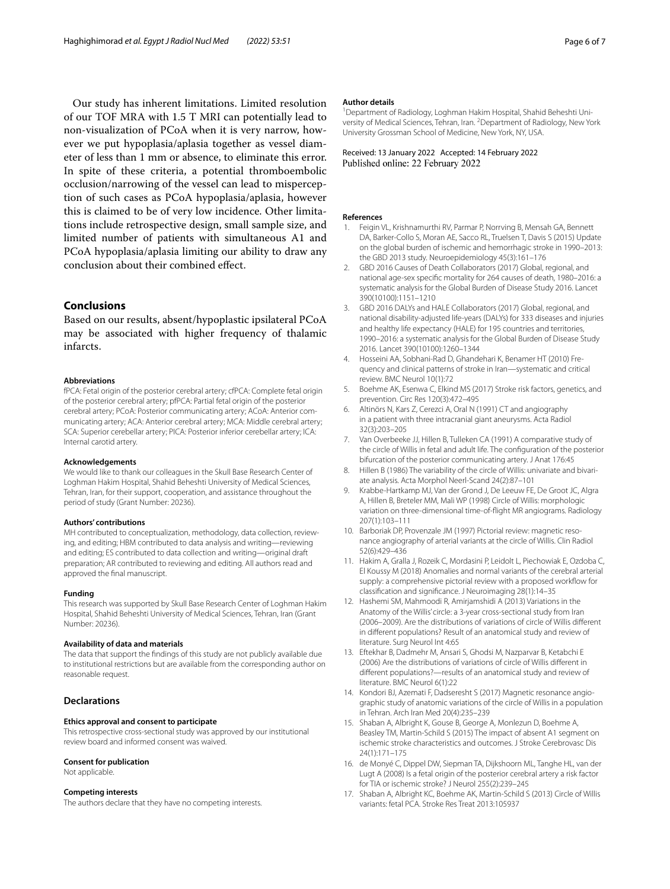Our study has inherent limitations. Limited resolution of our TOF MRA with 1.5 T MRI can potentially lead to non-visualization of PCoA when it is very narrow, however we put hypoplasia/aplasia together as vessel diameter of less than 1 mm or absence, to eliminate this error. In spite of these criteria, a potential thromboembolic occlusion/narrowing of the vessel can lead to misperception of such cases as PCoA hypoplasia/aplasia, however this is claimed to be of very low incidence. Other limitations include retrospective design, small sample size, and limited number of patients with simultaneous A1 and PCoA hypoplasia/aplasia limiting our ability to draw any conclusion about their combined effect.

## Conclusions

Based on our results, absent/hypoplastic ipsilateral PCoA may be associated with higher frequency of thalamic infarcts.

#### Abbreviations

fPCA: Fetal origin of the posterior cerebral artery; cfPCA: Complete fetal origin of the posterior cerebral artery; pfPCA: Partial fetal origin of the posterior cerebral artery; PCoA: Posterior communicating artery; ACoA: Anterior communicating artery; ACA: Anterior cerebral artery; MCA: Middle cerebral artery; SCA: Superior cerebellar artery; PICA: Posterior inferior cerebellar artery; ICA: Internal carotid artery.

#### Acknowledgements

We would like to thank our colleagues in the Skull Base Research Center of Loghman Hakim Hospital, Shahid Beheshti University of Medical Sciences, Tehran, Iran, for their support, cooperation, and assistance throughout the period of study (Grant Number: 20236).

#### Authors' contributions

MH contributed to conceptualization, methodology, data collection, reviewing, and editing; HBM contributed to data analysis and writing—reviewing and editing; ES contributed to data collection and writing—original draft preparation; AR contributed to reviewing and editing. All authors read and approved the final manuscript.

#### Funding

This research was supported by Skull Base Research Center of Loghman Hakim Hospital, Shahid Beheshti University of Medical Sciences, Tehran, Iran (Grant Number: 20236).

#### Availability of data and materials

The data that support the findings of this study are not publicly available due to institutional restrictions but are available from the corresponding author on reasonable request.

### Declarations

#### Ethics approval and consent to participate

This retrospective cross-sectional study was approved by our institutional review board and informed consent was waived.

#### Consent for publication

Not applicable.

#### Competing interests

The authors declare that they have no competing interests.

#### Author details

[1]Department of Radiology, Loghman Hakim Hospital, Shahid Beheshti University of Medical Sciences, Tehran, Iran. [2]Department of Radiology, New York University Grossman School of Medicine, New York, NY, USA.

Received: 13 January 2022 Accepted: 14 February 2022
Published online: 22 February 2022

#### References

1. Feigin VL, Krishnamurthi RV, Parmar P, Norrving B, Mensah GA, Bennett DA, Barker-Collo S, Moran AE, Sacco RL, Truelsen T, Davis S (2015) Update on the global burden of ischemic and hemorrhagic stroke in 1990–2013: the GBD 2013 study. Neuroepidemiology 45(3):161–176
2. GBD 2016 Causes of Death Collaborators (2017) Global, regional, and national age-sex specific mortality for 264 causes of death, 1980–2016: a systematic analysis for the Global Burden of Disease Study 2016. Lancet 390(10100):1151–1210
3. GBD 2016 DALYs and HALE Collaborators (2017) Global, regional, and national disability-adjusted life-years (DALYs) for 333 diseases and injuries and healthy life expectancy (HALE) for 195 countries and territories, 1990–2016: a systematic analysis for the Global Burden of Disease Study 2016. Lancet 390(10100):1260–1344
4. Hosseini AA, Sobhani-Rad D, Ghandehari K, Benamer HT (2010) Frequency and clinical patterns of stroke in Iran—systematic and critical review. BMC Neurol 10(1):72
5. Boehme AK, Esenwa C, Elkind MS (2017) Stroke risk factors, genetics, and prevention. Circ Res 120(3):472–495
6. Altinörs N, Kars Z, Cerezci A, Oral N (1991) CT and angiography in a patient with three intracranial giant aneurysms. Acta Radiol 32(3):203–205
7. Van Overbeeke JJ, Hillen B, Tulleken CA (1991) A comparative study of the circle of Willis in fetal and adult life. The configuration of the posterior bifurcation of the posterior communicating artery. J Anat 176:45
8. Hillen B (1986) The variability of the circle of Willis: univariate and bivariate analysis. Acta Morphol Neerl-Scand 24(2):87–101
9. Krabbe-Hartkamp MJ, Van der Grond J, De Leeuw FE, De Groot JC, Algra A, Hillen B, Breteler MM, Mali WP (1998) Circle of Willis: morphologic variation on three-dimensional time-of-flight MR angiograms. Radiology 207(1):103–111
10. Barboriak DP, Provenzale JM (1997) Pictorial review: magnetic resonance angiography of arterial variants at the circle of Willis. Clin Radiol 52(6):429–436
11. Hakim A, Gralla J, Rozeik C, Mordasini P, Leidolt L, Piechowiak E, Ozdoba C, El Koussy M (2018) Anomalies and normal variants of the cerebral arterial supply: a comprehensive pictorial review with a proposed workflow for classification and significance. J Neuroimaging 28(1):14–35
12. Hashemi SM, Mahmoodi R, Amirjamshidi A (2013) Variations in the Anatomy of the Willis' circle: a 3-year cross-sectional study from Iran (2006–2009). Are the distributions of variations of circle of Willis different in different populations? Result of an anatomical study and review of literature. Surg Neurol Int 4:65
13. Eftekhar B, Dadmehr M, Ansari S, Ghodsi M, Nazparvar B, Ketabchi E (2006) Are the distributions of variations of circle of Willis different in different populations?—results of an anatomical study and review of literature. BMC Neurol 6(1):22
14. Kondori BJ, Azemati F, Dadseresht S (2017) Magnetic resonance angiographic study of anatomic variations of the circle of Willis in a population in Tehran. Arch Iran Med 20(4):235–239
15. Shaban A, Albright K, Gouse B, George A, Monlezun D, Boehme A, Beasley TM, Martin-Schild S (2015) The impact of absent A1 segment on ischemic stroke characteristics and outcomes. J Stroke Cerebrovasc Dis 24(1):171–175
16. de Monyé C, Dippel DW, Siepman TA, Dijkshoorn ML, Tanghe HL, van der Lugt A (2008) Is a fetal origin of the posterior cerebral artery a risk factor for TIA or ischemic stroke? J Neurol 255(2):239–245
17. Shaban A, Albright KC, Boehme AK, Martin-Schild S (2013) Circle of Willis variants: fetal PCA. Stroke Res Treat 2013:105937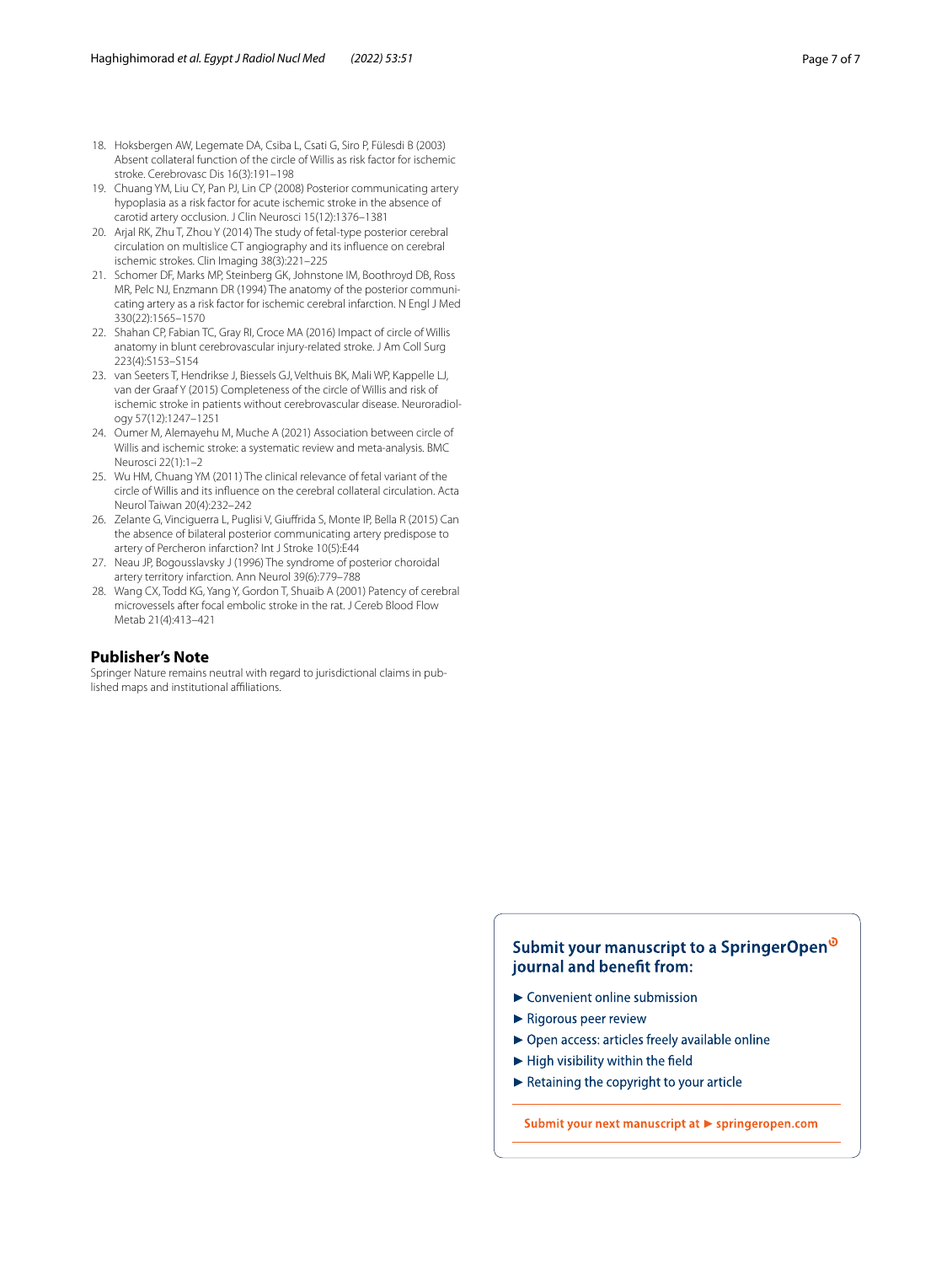18. Hoksbergen AW, Legemate DA, Csiba L, Csati G, Siro P, Fülesdi B (2003) Absent collateral function of the circle of Willis as risk factor for ischemic stroke. Cerebrovasc Dis 16(3):191–198
19. Chuang YM, Liu CY, Pan PJ, Lin CP (2008) Posterior communicating artery hypoplasia as a risk factor for acute ischemic stroke in the absence of carotid artery occlusion. J Clin Neurosci 15(12):1376–1381
20. Arjal RK, Zhu T, Zhou Y (2014) The study of fetal-type posterior cerebral circulation on multislice CT angiography and its influence on cerebral ischemic strokes. Clin Imaging 38(3):221–225
21. Schomer DF, Marks MP, Steinberg GK, Johnstone IM, Boothroyd DB, Ross MR, Pelc NJ, Enzmann DR (1994) The anatomy of the posterior communicating artery as a risk factor for ischemic cerebral infarction. N Engl J Med 330(22):1565–1570
22. Shahan CP, Fabian TC, Gray RI, Croce MA (2016) Impact of circle of Willis anatomy in blunt cerebrovascular injury-related stroke. J Am Coll Surg 223(4):S153–S154
23. van Seeters T, Hendrikse J, Biessels GJ, Velthuis BK, Mali WP, Kappelle LJ, van der Graaf Y (2015) Completeness of the circle of Willis and risk of ischemic stroke in patients without cerebrovascular disease. Neuroradiology 57(12):1247–1251
24. Oumer M, Alemayehu M, Muche A (2021) Association between circle of Willis and ischemic stroke: a systematic review and meta-analysis. BMC Neurosci 22(1):1–2
25. Wu HM, Chuang YM (2011) The clinical relevance of fetal variant of the circle of Willis and its influence on the cerebral collateral circulation. Acta Neurol Taiwan 20(4):232–242
26. Zelante G, Vinciguerra L, Puglisi V, Giuffrida S, Monte IP, Bella R (2015) Can the absence of bilateral posterior communicating artery predispose to artery of Percheron infarction? Int J Stroke 10(5):E44
27. Neau JP, Bogousslavsky J (1996) The syndrome of posterior choroidal artery territory infarction. Ann Neurol 39(6):779–788
28. Wang CX, Todd KG, Yang Y, Gordon T, Shuaib A (2001) Patency of cerebral microvessels after focal embolic stroke in the rat. J Cereb Blood Flow Metab 21(4):413–421

## Publisher's Note

Springer Nature remains neutral with regard to jurisdictional claims in published maps and institutional affiliations.

**Submit your manuscript to a SpringerOpen journal and benefit from:**

- ► Convenient online submission
- ► Rigorous peer review
- ► Open access: articles freely available online
- ► High visibility within the field
- ► Retaining the copyright to your article

**Submit your next manuscript at ► springeropen.com**